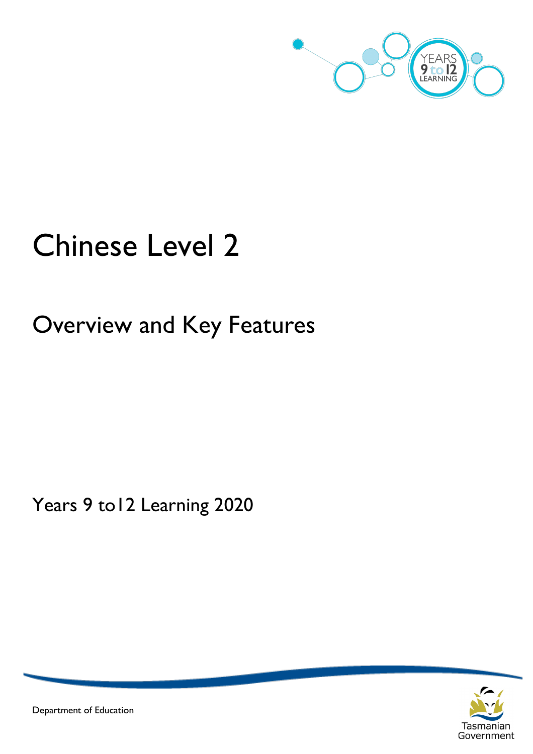# Chinese Level 2

## Overview and Key Features

Years 9 to12 Learning 2020

Department of Education

Tasmanian Government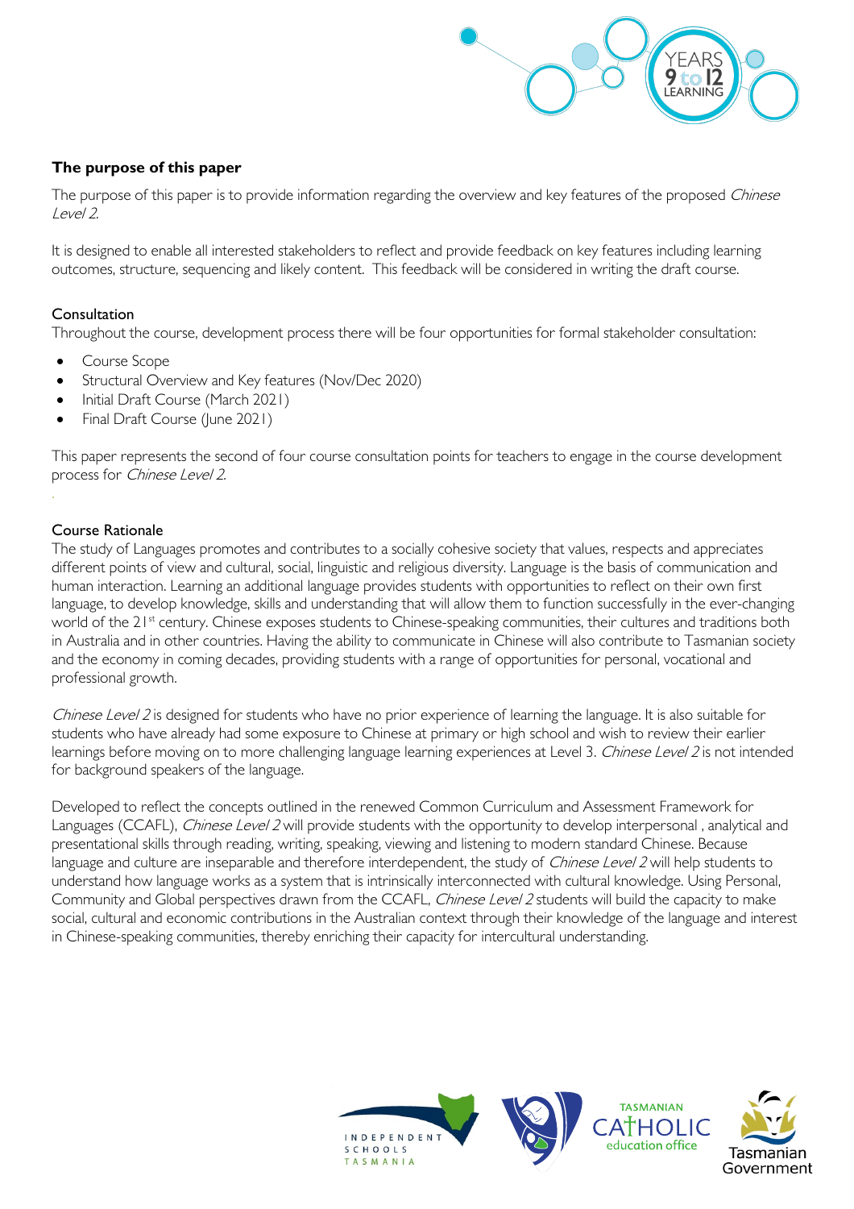## The purpose of this paper

The purpose of this paper is to provide information regarding the overview and key features of the proposed *Chinese Level 2.*

It is designed to enable all interested stakeholders to reflect and provide feedback on key features including learning outcomes, structure, sequencing and likely content. This feedback will be considered in writing the draft course.

### Consultation

Throughout the course, development process there will be four opportunities for formal stakeholder consultation:

- Course Scope
- Structural Overview and Key features (Nov/Dec 2020)
- Initial Draft Course (March 2021)
- Final Draft Course (June 2021)

This paper represents the second of four course consultation points for teachers to engage in the course development process for *Chinese Level 2.*

### Course Rationale

The study of Languages promotes and contributes to a socially cohesive society that values, respects and appreciates different points of view and cultural, social, linguistic and religious diversity. Language is the basis of communication and human interaction. Learning an additional language provides students with opportunities to reflect on their own first language, to develop knowledge, skills and understanding that will allow them to function successfully in the ever-changing world of the 21st century. Chinese exposes students to Chinese-speaking communities, their cultures and traditions both in Australia and in other countries. Having the ability to communicate in Chinese will also contribute to Tasmanian society and the economy in coming decades, providing students with a range of opportunities for personal, vocational and professional growth.

*Chinese Level 2* is designed for students who have no prior experience of learning the language. It is also suitable for students who have already had some exposure to Chinese at primary or high school and wish to review their earlier learnings before moving on to more challenging language learning experiences at Level 3. *Chinese Level 2* is not intended for background speakers of the language.

Developed to reflect the concepts outlined in the renewed Common Curriculum and Assessment Framework for Languages (CCAFL), *Chinese Level 2* will provide students with the opportunity to develop interpersonal , analytical and presentational skills through reading, writing, speaking, viewing and listening to modern standard Chinese. Because language and culture are inseparable and therefore interdependent, the study of *Chinese Level 2* will help students to understand how language works as a system that is intrinsically interconnected with cultural knowledge. Using Personal, Community and Global perspectives drawn from the CCAFL, *Chinese Level 2* students will build the capacity to make social, cultural and economic contributions in the Australian context through their knowledge of the language and interest in Chinese-speaking communities, thereby enriching their capacity for intercultural understanding.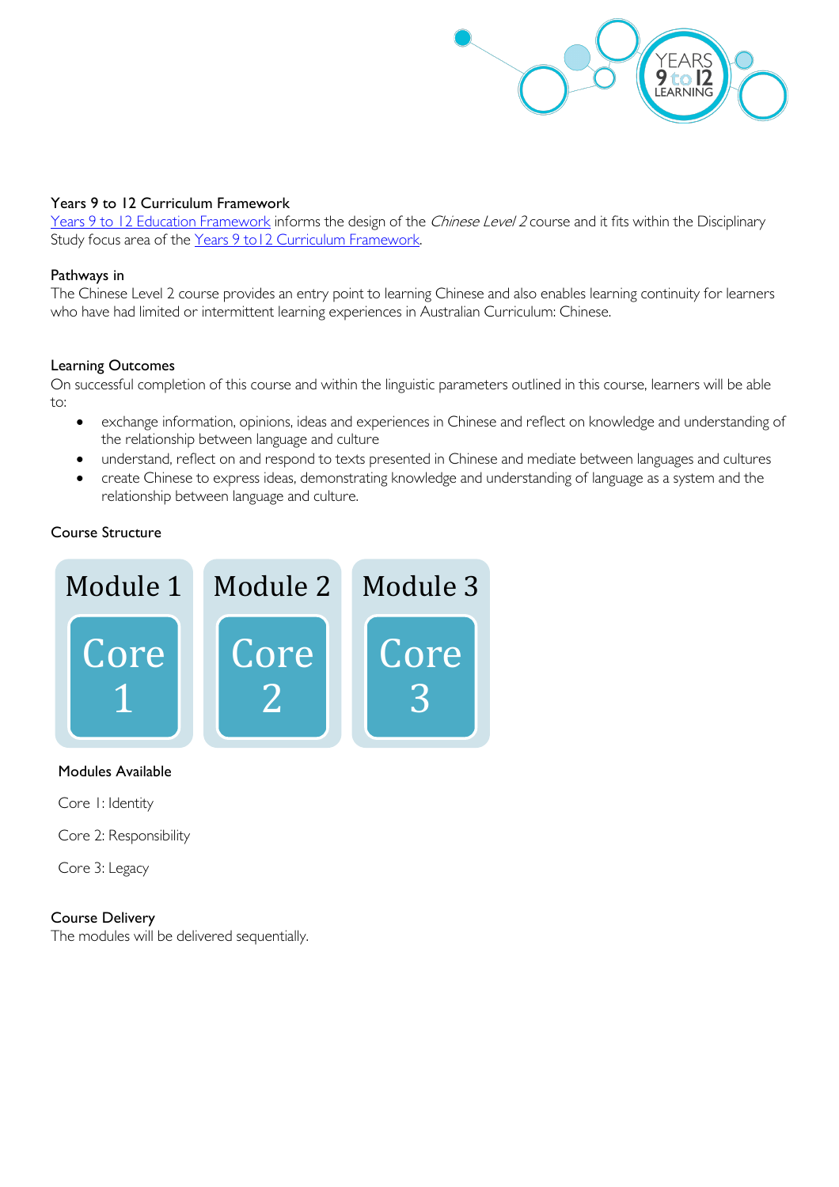### Years 9 to 12 Curriculum Framework

[Years 9 to 12 Education Framework](#) informs the design of the *Chinese Level 2* course and it fits within the Disciplinary Study focus area of the [Years 9 to12 Curriculum Framework](#).

### Pathways in

The Chinese Level 2 course provides an entry point to learning Chinese and also enables learning continuity for learners who have had limited or intermittent learning experiences in Australian Curriculum: Chinese.

### Learning Outcomes

On successful completion of this course and within the linguistic parameters outlined in this course, learners will be able to:

- exchange information, opinions, ideas and experiences in Chinese and reflect on knowledge and understanding of the relationship between language and culture
- understand, reflect on and respond to texts presented in Chinese and mediate between languages and cultures
- create Chinese to express ideas, demonstrating knowledge and understanding of language as a system and the relationship between language and culture.

### Course Structure

| Module 1 | Module 2 | Module 3 |
|---|---|---|
| Core 1 | Core 2 | Core 3 |

#### Modules Available

Core 1: Identity

Core 2: Responsibility

Core 3: Legacy

### Course Delivery

The modules will be delivered sequentially.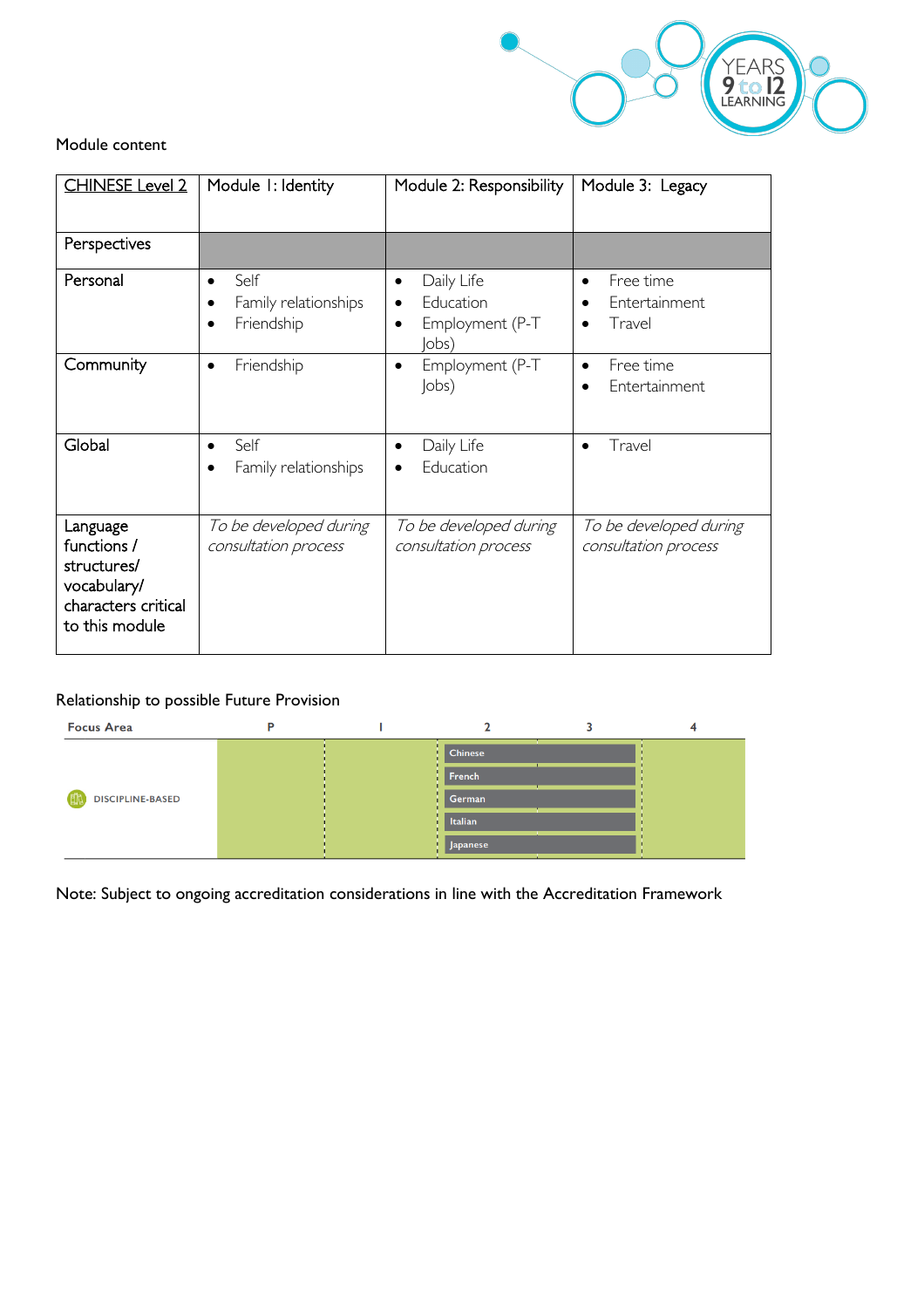Module content

| CHINESE Level 2 | Module 1: Identity | Module 2: Responsibility | Module 3: Legacy |
|---|---|---|---|
| Perspectives | | | |
| Personal | • Self<br>• Family relationships<br>• Friendship | • Daily Life<br>• Education<br>• Employment (P-T Jobs) | • Free time<br>• Entertainment<br>• Travel |
| Community | • Friendship | • Employment (P-T Jobs) | • Free time<br>• Entertainment |
| Global | • Self<br>• Family relationships | • Daily Life<br>• Education | • Travel |
| Language functions / structures/ vocabulary/ characters critical to this module | *To be developed during consultation process* | *To be developed during consultation process* | *To be developed during consultation process* |

Relationship to possible Future Provision

Focus Area
P
1
2
3
4
DISCIPLINE-BASED
Chinese
French
German
Italian
Japanese

Note: Subject to ongoing accreditation considerations in line with the Accreditation Framework